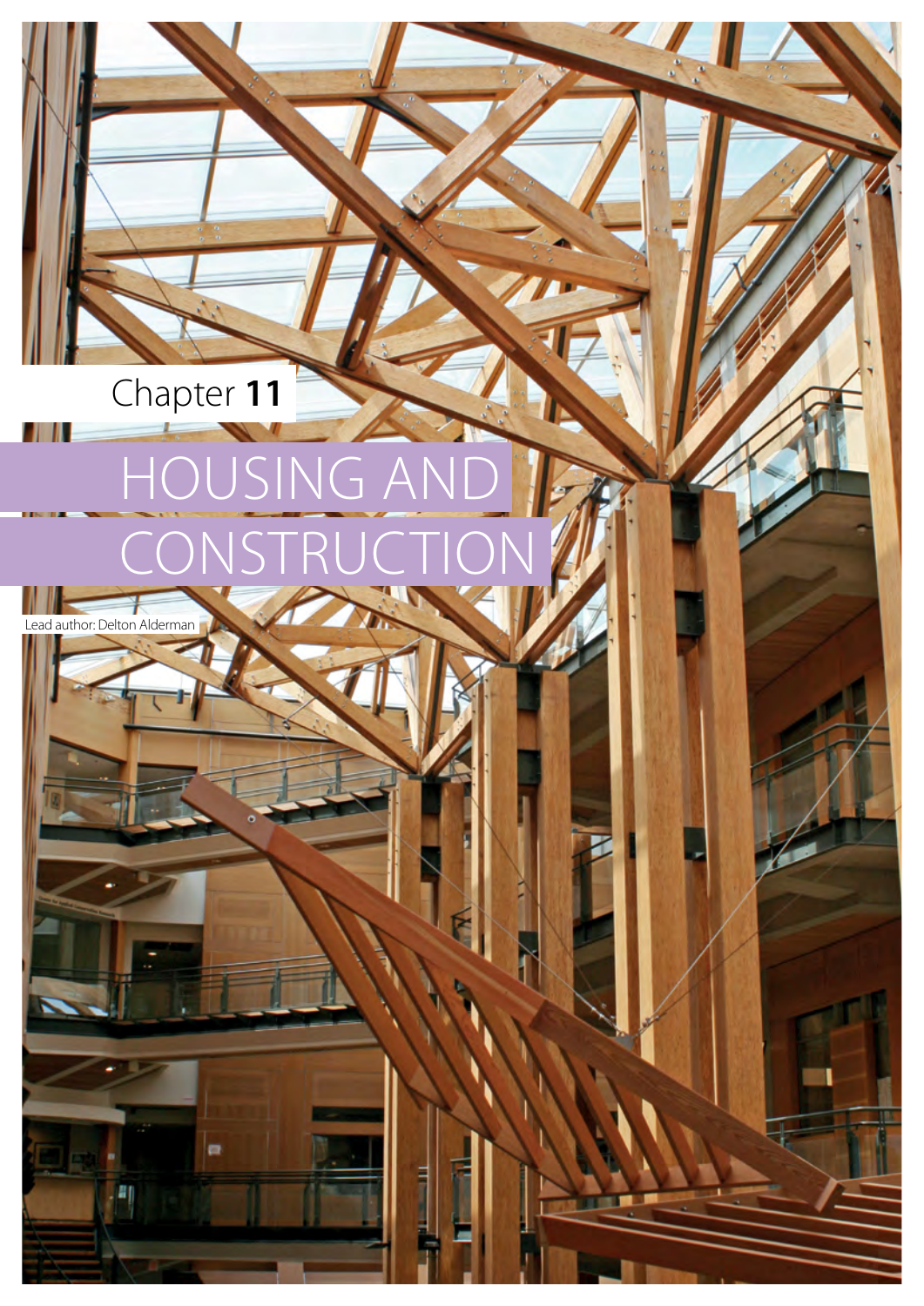Chapter **11**

# HOUSING AND CONSTRUCTION

Lead author: Delton Alderman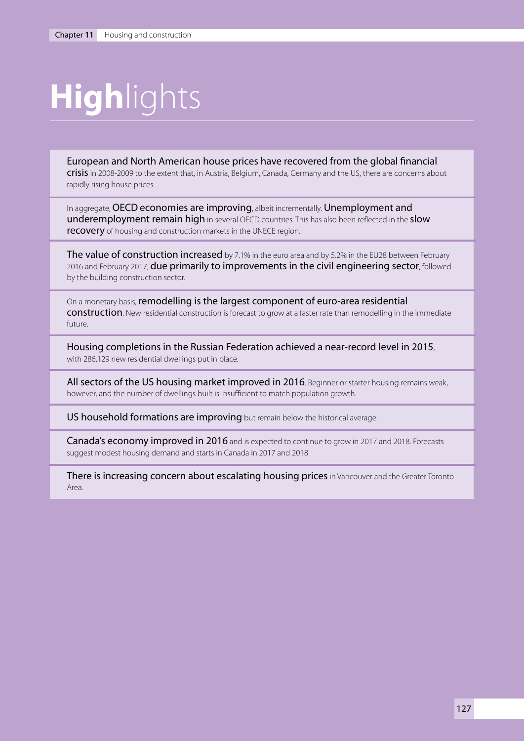# Highlights

**European and North American house prices have recovered from the global financial crisis** in 2008-2009 to the extent that, in Austria, Belgium, Canada, Germany and the US, there are concerns about rapidly rising house prices.

In aggregate, **OECD economies are improving**, albeit incrementally. **Unemployment and underemployment remain high** in several OECD countries. This has also been reflected in the **slow recovery** of housing and construction markets in the UNECE region.

**The value of construction increased** by 7.1% in the euro area and by 5.2% in the EU28 between February 2016 and February 2017, **due primarily to improvements in the civil engineering sector**, followed by the building construction sector.

On a monetary basis, **remodelling is the largest component of euro-area residential construction**. New residential construction is forecast to grow at a faster rate than remodelling in the immediate future.

**Housing completions in the Russian Federation achieved a near-record level in 2015**, with 286,129 new residential dwellings put in place.

**All sectors of the US housing market improved in 2016**. Beginner or starter housing remains weak, however, and the number of dwellings built is insufficient to match population growth.

**US household formations are improving** but remain below the historical average.

**Canada's economy improved in 2016** and is expected to continue to grow in 2017 and 2018. Forecasts suggest modest housing demand and starts in Canada in 2017 and 2018.

**There is increasing concern about escalating housing prices** in Vancouver and the Greater Toronto Area.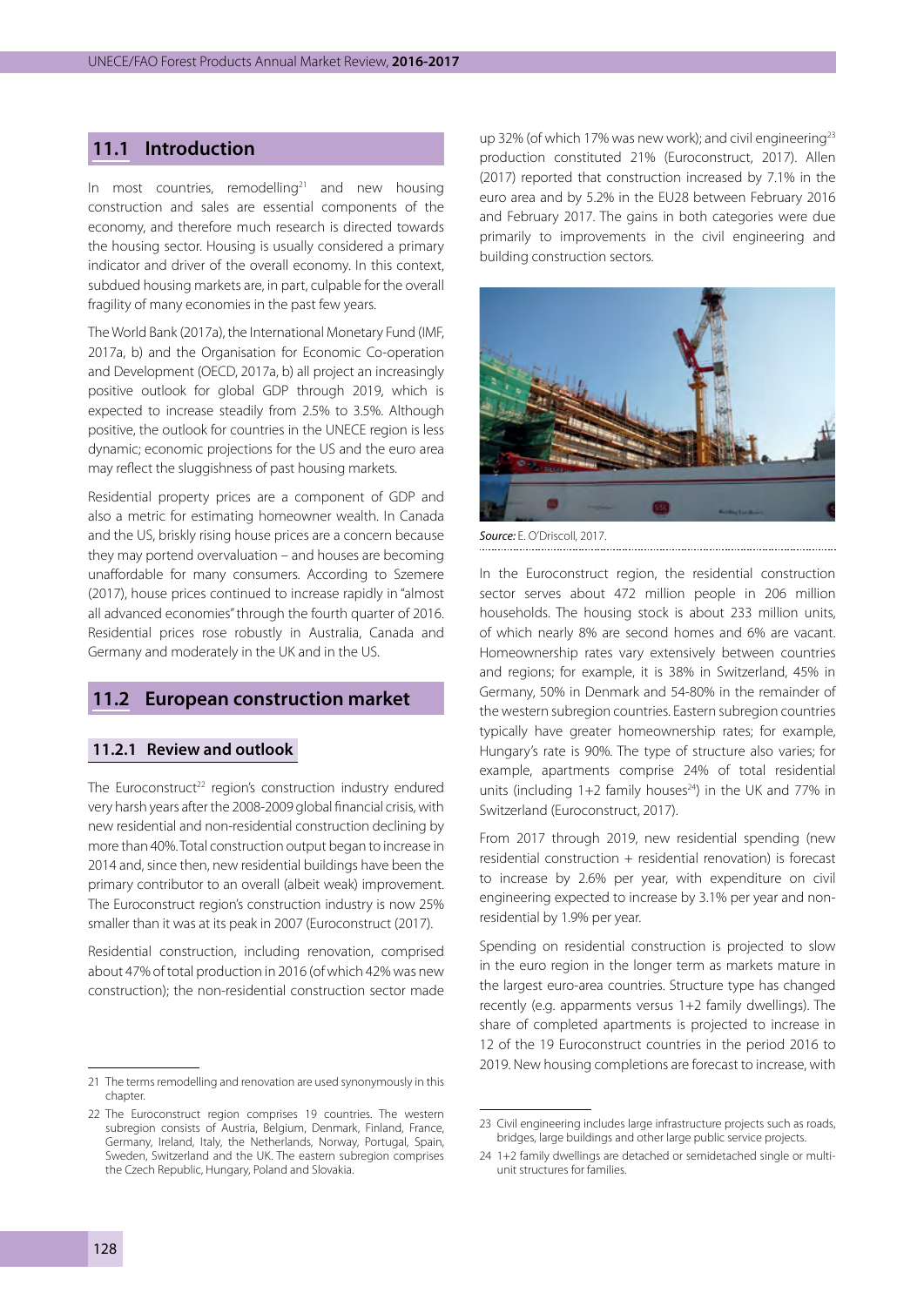## 11.1 Introduction

In most countries, remodelling[21] and new housing construction and sales are essential components of the economy, and therefore much research is directed towards the housing sector. Housing is usually considered a primary indicator and driver of the overall economy. In this context, subdued housing markets are, in part, culpable for the overall fragility of many economies in the past few years.

The World Bank (2017a), the International Monetary Fund (IMF, 2017a, b) and the Organisation for Economic Co-operation and Development (OECD, 2017a, b) all project an increasingly positive outlook for global GDP through 2019, which is expected to increase steadily from 2.5% to 3.5%. Although positive, the outlook for countries in the UNECE region is less dynamic; economic projections for the US and the euro area may reflect the sluggishness of past housing markets.

Residential property prices are a component of GDP and also a metric for estimating homeowner wealth. In Canada and the US, briskly rising house prices are a concern because they may portend overvaluation – and houses are becoming unaffordable for many consumers. According to Szemere (2017), house prices continued to increase rapidly in "almost all advanced economies" through the fourth quarter of 2016. Residential prices rose robustly in Australia, Canada and Germany and moderately in the UK and in the US.

## 11.2 European construction market

### 11.2.1 Review and outlook

The Euroconstruct[22] region's construction industry endured very harsh years after the 2008-2009 global financial crisis, with new residential and non-residential construction declining by more than 40%. Total construction output began to increase in 2014 and, since then, new residential buildings have been the primary contributor to an overall (albeit weak) improvement. The Euroconstruct region's construction industry is now 25% smaller than it was at its peak in 2007 (Euroconstruct (2017).

Residential construction, including renovation, comprised about 47% of total production in 2016 (of which 42% was new construction); the non-residential construction sector made up 32% (of which 17% was new work); and civil engineering[23] production constituted 21% (Euroconstruct, 2017). Allen (2017) reported that construction increased by 7.1% in the euro area and by 5.2% in the EU28 between February 2016 and February 2017. The gains in both categories were due primarily to improvements in the civil engineering and building construction sectors.

*Source:* E. O'Driscoll, 2017.

In the Euroconstruct region, the residential construction sector serves about 472 million people in 206 million households. The housing stock is about 233 million units, of which nearly 8% are second homes and 6% are vacant. Homeownership rates vary extensively between countries and regions; for example, it is 38% in Switzerland, 45% in Germany, 50% in Denmark and 54-80% in the remainder of the western subregion countries. Eastern subregion countries typically have greater homeownership rates; for example, Hungary's rate is 90%. The type of structure also varies; for example, apartments comprise 24% of total residential units (including 1+2 family houses[24]) in the UK and 77% in Switzerland (Euroconstruct, 2017).

From 2017 through 2019, new residential spending (new residential construction + residential renovation) is forecast to increase by 2.6% per year, with expenditure on civil engineering expected to increase by 3.1% per year and non-residential by 1.9% per year.

Spending on residential construction is projected to slow in the euro region in the longer term as markets mature in the largest euro-area countries. Structure type has changed recently (e.g. apparments versus 1+2 family dwellings). The share of completed apartments is projected to increase in 12 of the 19 Euroconstruct countries in the period 2016 to 2019. New housing completions are forecast to increase, with

---

21 The terms remodelling and renovation are used synonymously in this chapter.

22 The Euroconstruct region comprises 19 countries. The western subregion consists of Austria, Belgium, Denmark, Finland, France, Germany, Ireland, Italy, the Netherlands, Norway, Portugal, Spain, Sweden, Switzerland and the UK. The eastern subregion comprises the Czech Republic, Hungary, Poland and Slovakia.

23 Civil engineering includes large infrastructure projects such as roads, bridges, large buildings and other large public service projects.

24 1+2 family dwellings are detached or semidetached single or multi-unit structures for families.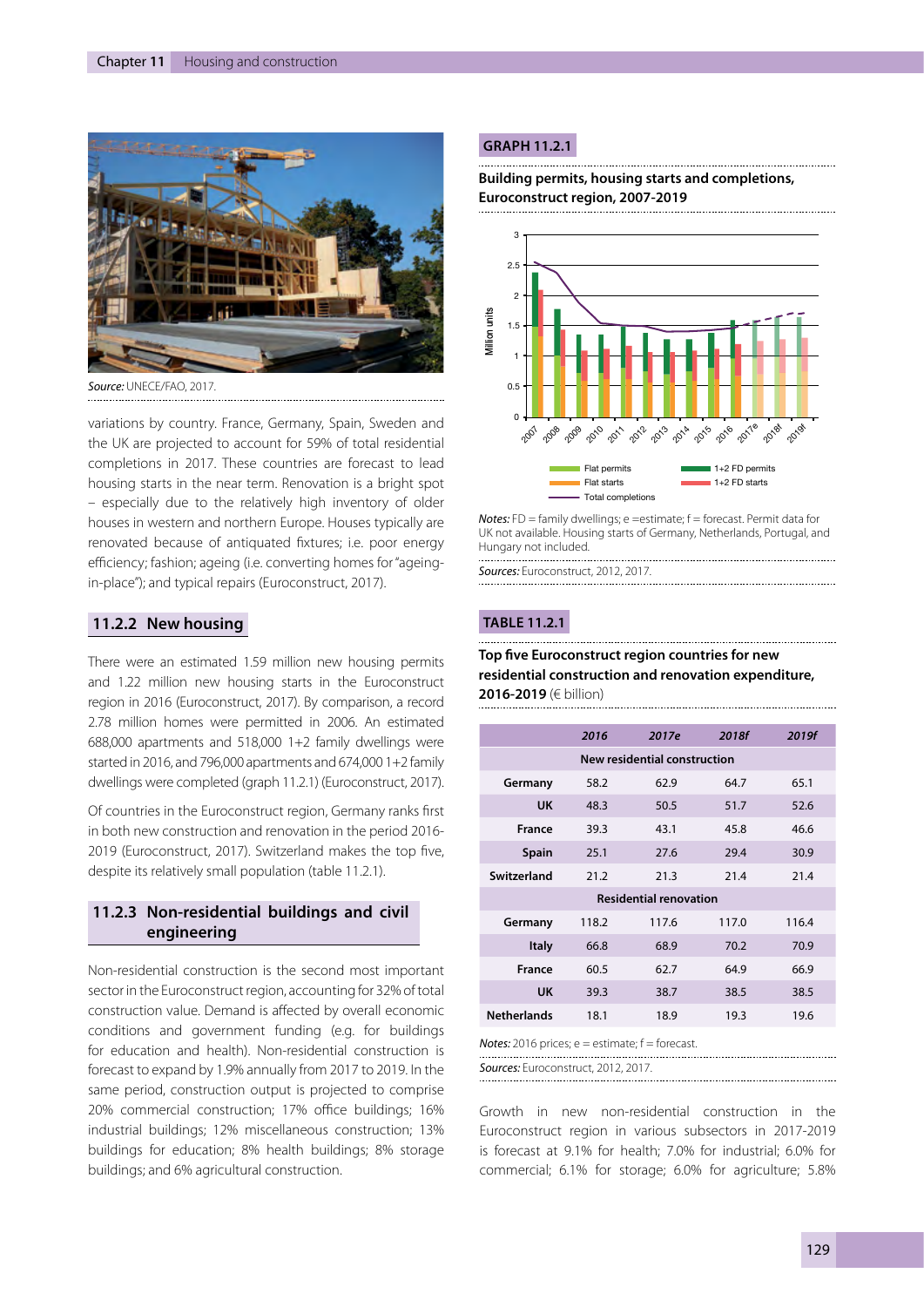Source: UNECE/FAO, 2017.

variations by country. France, Germany, Spain, Sweden and the UK are projected to account for 59% of total residential completions in 2017. These countries are forecast to lead housing starts in the near term. Renovation is a bright spot – especially due to the relatively high inventory of older houses in western and northern Europe. Houses typically are renovated because of antiquated fixtures; i.e. poor energy efficiency; fashion; ageing (i.e. converting homes for "ageing-in-place"); and typical repairs (Euroconstruct, 2017).

### 11.2.2 New housing

There were an estimated 1.59 million new housing permits and 1.22 million new housing starts in the Euroconstruct region in 2016 (Euroconstruct, 2017). By comparison, a record 2.78 million homes were permitted in 2006. An estimated 688,000 apartments and 518,000 1+2 family dwellings were started in 2016, and 796,000 apartments and 674,000 1+2 family dwellings were completed (graph 11.2.1) (Euroconstruct, 2017).

Of countries in the Euroconstruct region, Germany ranks first in both new construction and renovation in the period 2016-2019 (Euroconstruct, 2017). Switzerland makes the top five, despite its relatively small population (table 11.2.1).

### 11.2.3 Non-residential buildings and civil engineering

Non-residential construction is the second most important sector in the Euroconstruct region, accounting for 32% of total construction value. Demand is affected by overall economic conditions and government funding (e.g. for buildings for education and health). Non-residential construction is forecast to expand by 1.9% annually from 2017 to 2019. In the same period, construction output is projected to comprise 20% commercial construction; 17% office buildings; 16% industrial buildings; 12% miscellaneous construction; 13% buildings for education; 8% health buildings; 8% storage buildings; and 6% agricultural construction.

**GRAPH 11.2.1**

**Building permits, housing starts and completions, Euroconstruct region, 2007-2019**

*Notes:* FD = family dwellings; e =estimate; f = forecast. Permit data for UK not available. Housing starts of Germany, Netherlands, Portugal, and Hungary not included.

*Sources:* Euroconstruct, 2012, 2017.

**TABLE 11.2.1**

**Top five Euroconstruct region countries for new residential construction and renovation expenditure, 2016-2019** (€ billion)

| | 2016 | 2017e | 2018f | 2019f |
|---|---|---|---|---|
| **New residential construction** | | | | |
| Germany | 58.2 | 62.9 | 64.7 | 65.1 |
| UK | 48.3 | 50.5 | 51.7 | 52.6 |
| France | 39.3 | 43.1 | 45.8 | 46.6 |
| Spain | 25.1 | 27.6 | 29.4 | 30.9 |
| Switzerland | 21.2 | 21.3 | 21.4 | 21.4 |
| **Residential renovation** | | | | |
| Germany | 118.2 | 117.6 | 117.0 | 116.4 |
| Italy | 66.8 | 68.9 | 70.2 | 70.9 |
| France | 60.5 | 62.7 | 64.9 | 66.9 |
| UK | 39.3 | 38.7 | 38.5 | 38.5 |
| Netherlands | 18.1 | 18.9 | 19.3 | 19.6 |

*Notes:* 2016 prices; e = estimate; f = forecast.

*Sources:* Euroconstruct, 2012, 2017.

Growth in new non-residential construction in the Euroconstruct region in various subsectors in 2017-2019 is forecast at 9.1% for health; 7.0% for industrial; 6.0% for commercial; 6.1% for storage; 6.0% for agriculture; 5.8%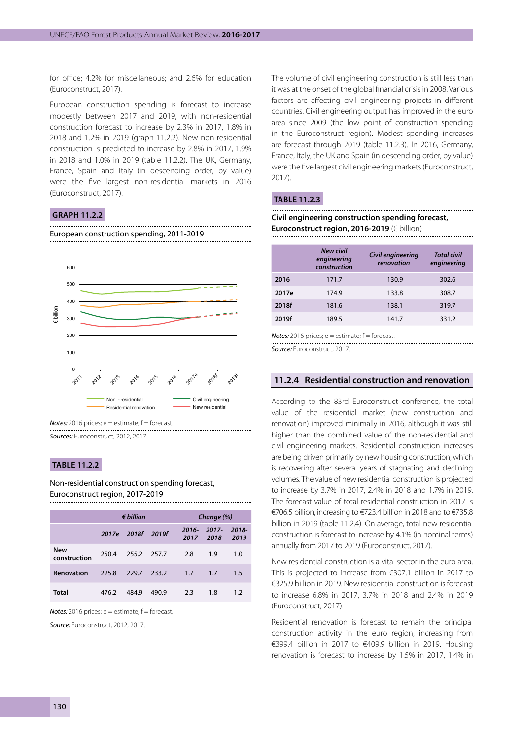for office; 4.2% for miscellaneous; and 2.6% for education (Euroconstruct, 2017).

European construction spending is forecast to increase modestly between 2017 and 2019, with non-residential construction forecast to increase by 2.3% in 2017, 1.8% in 2018 and 1.2% in 2019 (graph 11.2.2). New non-residential construction is predicted to increase by 2.8% in 2017, 1.9% in 2018 and 1.0% in 2019 (table 11.2.2). The UK, Germany, France, Spain and Italy (in descending order, by value) were the five largest non-residential markets in 2016 (Euroconstruct, 2017).

**GRAPH 11.2.2**

European construction spending, 2011-2019

*Notes:* 2016 prices; e = estimate; f = forecast.

*Sources:* Euroconstruct, 2012, 2017.

**TABLE 11.2.2**

Non-residential construction spending forecast, Euroconstruct region, 2017-2019

| | *€ billion* | | | *Change (%)* | | |
|---|---|---|---|---|---|---|
| | *2017e* | *2018f* | *2019f* | *2016-2017* | *2017-2018* | *2018-2019* |
| **New construction** | 250.4 | 255.2 | 257.7 | 2.8 | 1.9 | 1.0 |
| **Renovation** | 225.8 | 229.7 | 233.2 | 1.7 | 1.7 | 1.5 |
| **Total** | 476.2 | 484.9 | 490.9 | 2.3 | 1.8 | 1.2 |

*Notes:* 2016 prices; e = estimate; f = forecast.

*Source:* Euroconstruct, 2012, 2017.

The volume of civil engineering construction is still less than it was at the onset of the global financial crisis in 2008. Various factors are affecting civil engineering projects in different countries. Civil engineering output has improved in the euro area since 2009 (the low point of construction spending in the Euroconstruct region). Modest spending increases are forecast through 2019 (table 11.2.3). In 2016, Germany, France, Italy, the UK and Spain (in descending order, by value) were the five largest civil engineering markets (Euroconstruct, 2017).

**TABLE 11.2.3**

**Civil engineering construction spending forecast, Euroconstruct region, 2016-2019** (€ billion)

| | *New civil engineering construction* | *Civil engineering renovation* | *Total civil engineering* |
|---|---|---|---|
| **2016** | 171.7 | 130.9 | 302.6 |
| **2017e** | 174.9 | 133.8 | 308.7 |
| **2018f** | 181.6 | 138.1 | 319.7 |
| **2019f** | 189.5 | 141.7 | 331.2 |

*Notes:* 2016 prices; e = estimate; f = forecast.

*Source:* Euroconstruct, 2017.

## 11.2.4 Residential construction and renovation

According to the 83rd Euroconstruct conference, the total value of the residential market (new construction and renovation) improved minimally in 2016, although it was still higher than the combined value of the non-residential and civil engineering markets. Residential construction increases are being driven primarily by new housing construction, which is recovering after several years of stagnating and declining volumes. The value of new residential construction is projected to increase by 3.7% in 2017, 2.4% in 2018 and 1.7% in 2019. The forecast value of total residential construction in 2017 is €706.5 billion, increasing to €723.4 billion in 2018 and to €735.8 billion in 2019 (table 11.2.4). On average, total new residential construction is forecast to increase by 4.1% (in nominal terms) annually from 2017 to 2019 (Euroconstruct, 2017).

New residential construction is a vital sector in the euro area. This is projected to increase from €307.1 billion in 2017 to €325.9 billion in 2019. New residential construction is forecast to increase 6.8% in 2017, 3.7% in 2018 and 2.4% in 2019 (Euroconstruct, 2017).

Residential renovation is forecast to remain the principal construction activity in the euro region, increasing from €399.4 billion in 2017 to €409.9 billion in 2019. Housing renovation is forecast to increase by 1.5% in 2017, 1.4% in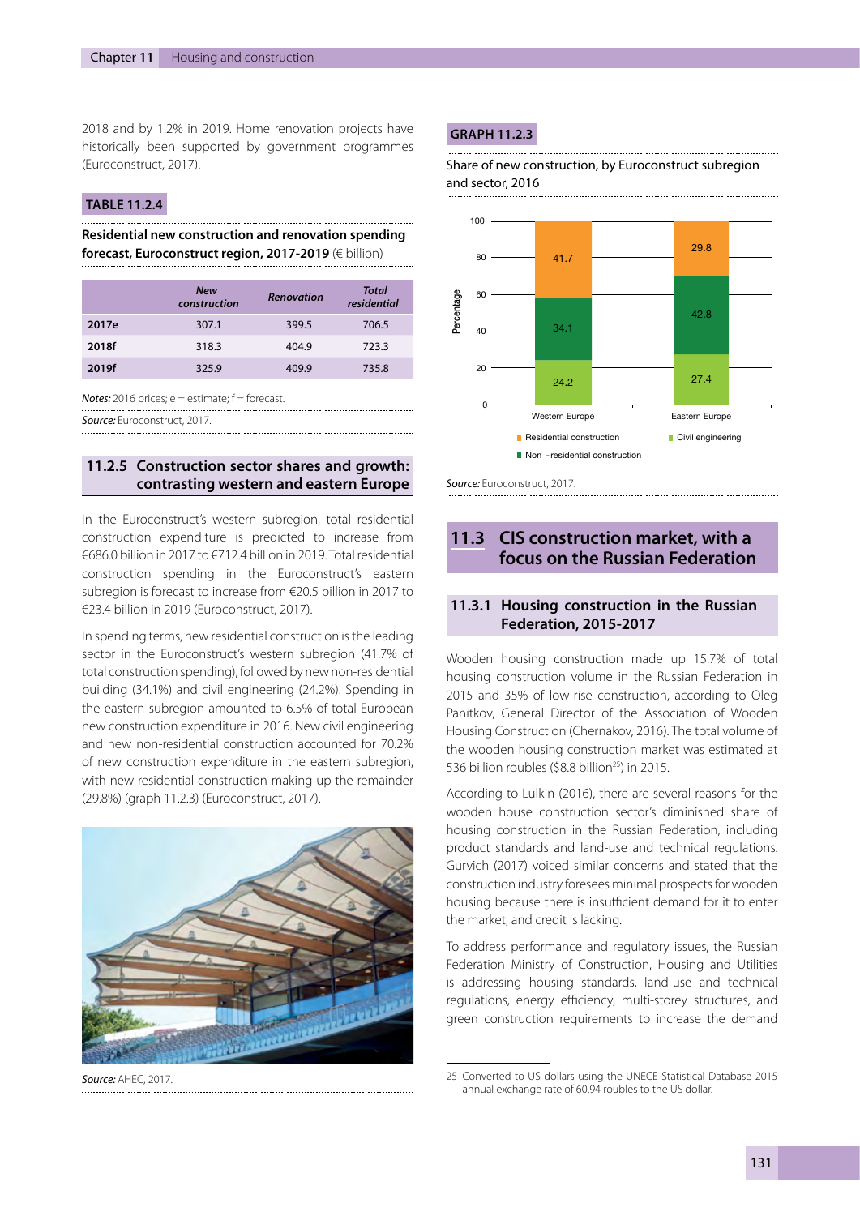2018 and by 1.2% in 2019. Home renovation projects have historically been supported by government programmes (Euroconstruct, 2017).

**TABLE 11.2.4**

**Residential new construction and renovation spending forecast, Euroconstruct region, 2017-2019** (€ billion)

| | *New construction* | *Renovation* | *Total residential* |
|---|---|---|---|
| **2017e** | 307.1 | 399.5 | 706.5 |
| **2018f** | 318.3 | 404.9 | 723.3 |
| **2019f** | 325.9 | 409.9 | 735.8 |

*Notes:* 2016 prices; e = estimate; f = forecast.

*Source:* Euroconstruct, 2017.

### 11.2.5 Construction sector shares and growth: contrasting western and eastern Europe

In the Euroconstruct's western subregion, total residential construction expenditure is predicted to increase from €686.0 billion in 2017 to €712.4 billion in 2019. Total residential construction spending in the Euroconstruct's eastern subregion is forecast to increase from €20.5 billion in 2017 to €23.4 billion in 2019 (Euroconstruct, 2017).

In spending terms, new residential construction is the leading sector in the Euroconstruct's western subregion (41.7% of total construction spending), followed by new non-residential building (34.1%) and civil engineering (24.2%). Spending in the eastern subregion amounted to 6.5% of total European new construction expenditure in 2016. New civil engineering and new non-residential construction accounted for 70.2% of new construction expenditure in the eastern subregion, with new residential construction making up the remainder (29.8%) (graph 11.2.3) (Euroconstruct, 2017).

*Source:* AHEC, 2017.

**GRAPH 11.2.3**

Share of new construction, by Euroconstruct subregion and sector, 2016

| Percentage | Western Europe | Eastern Europe |
|---|---|---|
| Residential construction | 41.7 | 29.8 |
| Non-residential construction | 34.1 | 42.8 |
| Civil engineering | 24.2 | 27.4 |

*Source:* Euroconstruct, 2017.

## 11.3 CIS construction market, with a focus on the Russian Federation

### 11.3.1 Housing construction in the Russian Federation, 2015-2017

Wooden housing construction made up 15.7% of total housing construction volume in the Russian Federation in 2015 and 35% of low-rise construction, according to Oleg Panitkov, General Director of the Association of Wooden Housing Construction (Chernakov, 2016). The total volume of the wooden housing construction market was estimated at 536 billion roubles ($8.8 billion[25]) in 2015.

According to Lulkin (2016), there are several reasons for the wooden house construction sector's diminished share of housing construction in the Russian Federation, including product standards and land-use and technical regulations. Gurvich (2017) voiced similar concerns and stated that the construction industry foresees minimal prospects for wooden housing because there is insufficient demand for it to enter the market, and credit is lacking.

To address performance and regulatory issues, the Russian Federation Ministry of Construction, Housing and Utilities is addressing housing standards, land-use and technical regulations, energy efficiency, multi-storey structures, and green construction requirements to increase the demand

25 Converted to US dollars using the UNECE Statistical Database 2015 annual exchange rate of 60.94 roubles to the US dollar.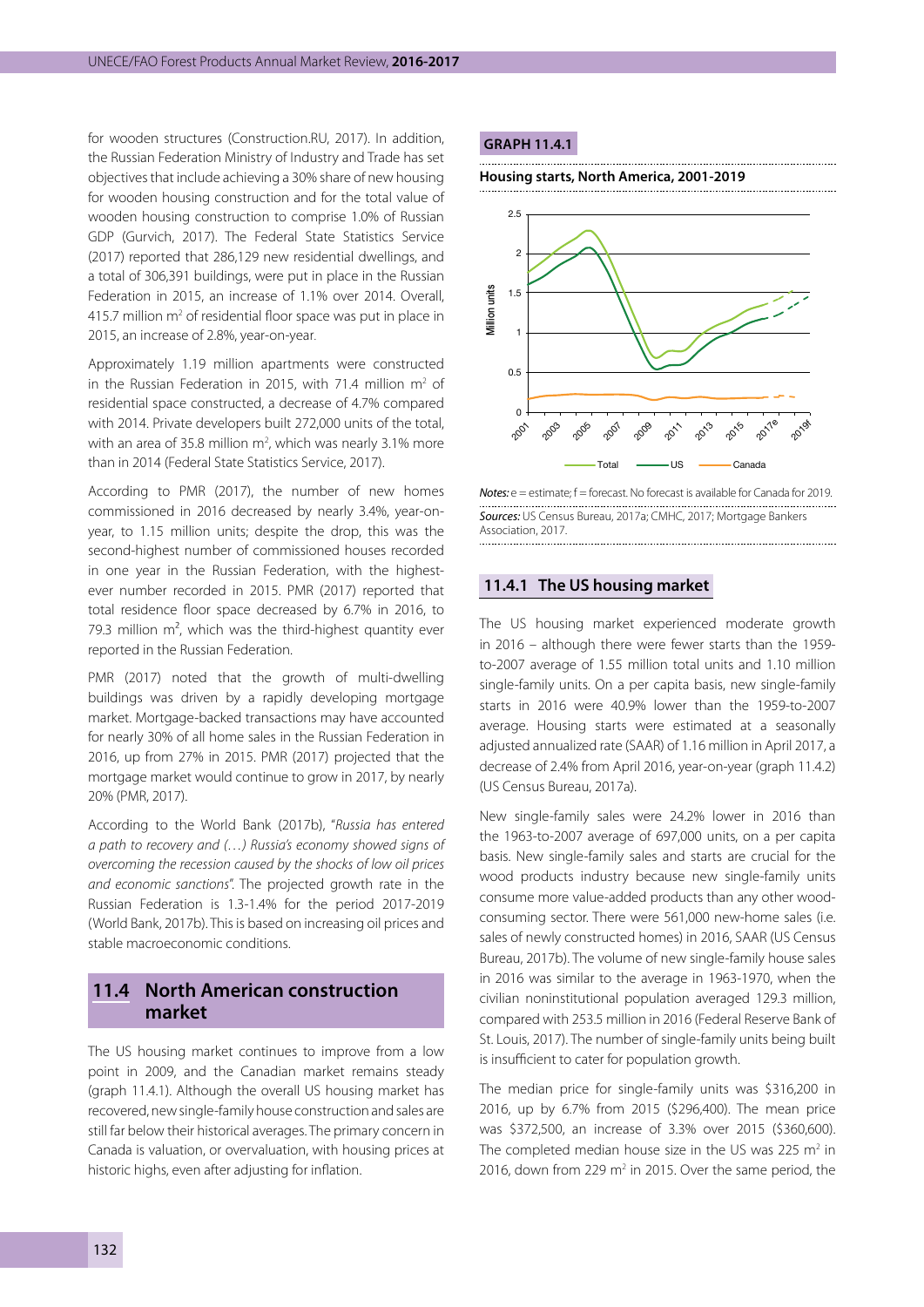for wooden structures (Construction.RU, 2017). In addition, the Russian Federation Ministry of Industry and Trade has set objectives that include achieving a 30% share of new housing for wooden housing construction and for the total value of wooden housing construction to comprise 1.0% of Russian GDP (Gurvich, 2017). The Federal State Statistics Service (2017) reported that 286,129 new residential dwellings, and a total of 306,391 buildings, were put in place in the Russian Federation in 2015, an increase of 1.1% over 2014. Overall, 415.7 million m$^2$ of residential floor space was put in place in 2015, an increase of 2.8%, year-on-year.

Approximately 1.19 million apartments were constructed in the Russian Federation in 2015, with 71.4 million m$^2$ of residential space constructed, a decrease of 4.7% compared with 2014. Private developers built 272,000 units of the total, with an area of 35.8 million m$^2$, which was nearly 3.1% more than in 2014 (Federal State Statistics Service, 2017).

According to PMR (2017), the number of new homes commissioned in 2016 decreased by nearly 3.4%, year-on-year, to 1.15 million units; despite the drop, this was the second-highest number of commissioned houses recorded in one year in the Russian Federation, with the highest-ever number recorded in 2015. PMR (2017) reported that total residence floor space decreased by 6.7% in 2016, to 79.3 million m$^2$, which was the third-highest quantity ever reported in the Russian Federation.

PMR (2017) noted that the growth of multi-dwelling buildings was driven by a rapidly developing mortgage market. Mortgage-backed transactions may have accounted for nearly 30% of all home sales in the Russian Federation in 2016, up from 27% in 2015. PMR (2017) projected that the mortgage market would continue to grow in 2017, by nearly 20% (PMR, 2017).

According to the World Bank (2017b), "*Russia has entered a path to recovery and (…) Russia's economy showed signs of overcoming the recession caused by the shocks of low oil prices and economic sanctions*". The projected growth rate in the Russian Federation is 1.3-1.4% for the period 2017-2019 (World Bank, 2017b). This is based on increasing oil prices and stable macroeconomic conditions.

## 11.4 North American construction market

The US housing market continues to improve from a low point in 2009, and the Canadian market remains steady (graph 11.4.1). Although the overall US housing market has recovered, new single-family house construction and sales are still far below their historical averages. The primary concern in Canada is valuation, or overvaluation, with housing prices at historic highs, even after adjusting for inflation.

**GRAPH 11.4.1**

**Housing starts, North America, 2001-2019**

*Notes:* e = estimate; f = forecast. No forecast is available for Canada for 2019.

*Sources:* US Census Bureau, 2017a; CMHC, 2017; Mortgage Bankers Association, 2017.

### 11.4.1 The US housing market

The US housing market experienced moderate growth in 2016 – although there were fewer starts than the 1959-to-2007 average of 1.55 million total units and 1.10 million single-family units. On a per capita basis, new single-family starts in 2016 were 40.9% lower than the 1959-to-2007 average. Housing starts were estimated at a seasonally adjusted annualized rate (SAAR) of 1.16 million in April 2017, a decrease of 2.4% from April 2016, year-on-year (graph 11.4.2) (US Census Bureau, 2017a).

New single-family sales were 24.2% lower in 2016 than the 1963-to-2007 average of 697,000 units, on a per capita basis. New single-family sales and starts are crucial for the wood products industry because new single-family units consume more value-added products than any other wood-consuming sector. There were 561,000 new-home sales (i.e. sales of newly constructed homes) in 2016, SAAR (US Census Bureau, 2017b). The volume of new single-family house sales in 2016 was similar to the average in 1963-1970, when the civilian noninstitutional population averaged 129.3 million, compared with 253.5 million in 2016 (Federal Reserve Bank of St. Louis, 2017). The number of single-family units being built is insufficient to cater for population growth.

The median price for single-family units was $316,200 in 2016, up by 6.7% from 2015 ($296,400). The mean price was $372,500, an increase of 3.3% over 2015 ($360,600). The completed median house size in the US was 225 m$^2$ in 2016, down from 229 m$^2$ in 2015. Over the same period, the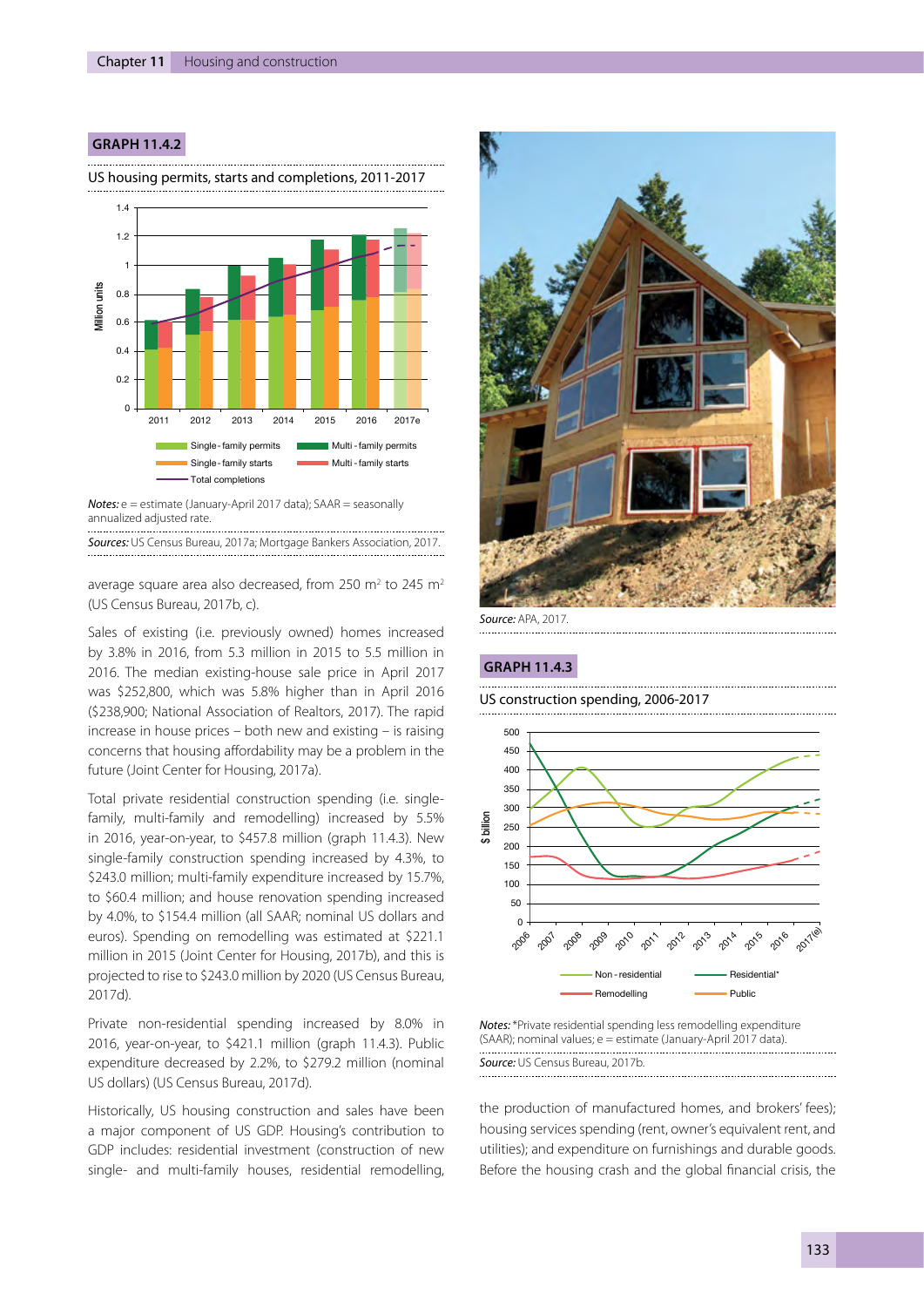**GRAPH 11.4.2**

US housing permits, starts and completions, 2011-2017

*Notes:* e = estimate (January-April 2017 data); SAAR = seasonally annualized adjusted rate.

*Sources:* US Census Bureau, 2017a; Mortgage Bankers Association, 2017.

average square area also decreased, from 250 m² to 245 m² (US Census Bureau, 2017b, c).

Sales of existing (i.e. previously owned) homes increased by 3.8% in 2016, from 5.3 million in 2015 to 5.5 million in 2016. The median existing-house sale price in April 2017 was $252,800, which was 5.8% higher than in April 2016 ($238,900; National Association of Realtors, 2017). The rapid increase in house prices – both new and existing – is raising concerns that housing affordability may be a problem in the future (Joint Center for Housing, 2017a).

Total private residential construction spending (i.e. single-family, multi-family and remodelling) increased by 5.5% in 2016, year-on-year, to $457.8 million (graph 11.4.3). New single-family construction spending increased by 4.3%, to $243.0 million; multi-family expenditure increased by 15.7%, to $60.4 million; and house renovation spending increased by 4.0%, to $154.4 million (all SAAR; nominal US dollars and euros). Spending on remodelling was estimated at $221.1 million in 2015 (Joint Center for Housing, 2017b), and this is projected to rise to $243.0 million by 2020 (US Census Bureau, 2017d).

Private non-residential spending increased by 8.0% in 2016, year-on-year, to $421.1 million (graph 11.4.3). Public expenditure decreased by 2.2%, to $279.2 million (nominal US dollars) (US Census Bureau, 2017d).

Historically, US housing construction and sales have been a major component of US GDP. Housing's contribution to GDP includes: residential investment (construction of new single- and multi-family houses, residential remodelling, the production of manufactured homes, and brokers' fees); housing services spending (rent, owner's equivalent rent, and utilities); and expenditure on furnishings and durable goods. Before the housing crash and the global financial crisis, the

*Source:* APA, 2017.

**GRAPH 11.4.3**

US construction spending, 2006-2017

*Notes:* *Private residential spending less remodelling expenditure (SAAR); nominal values; e = estimate (January-April 2017 data).

*Source:* US Census Bureau, 2017b.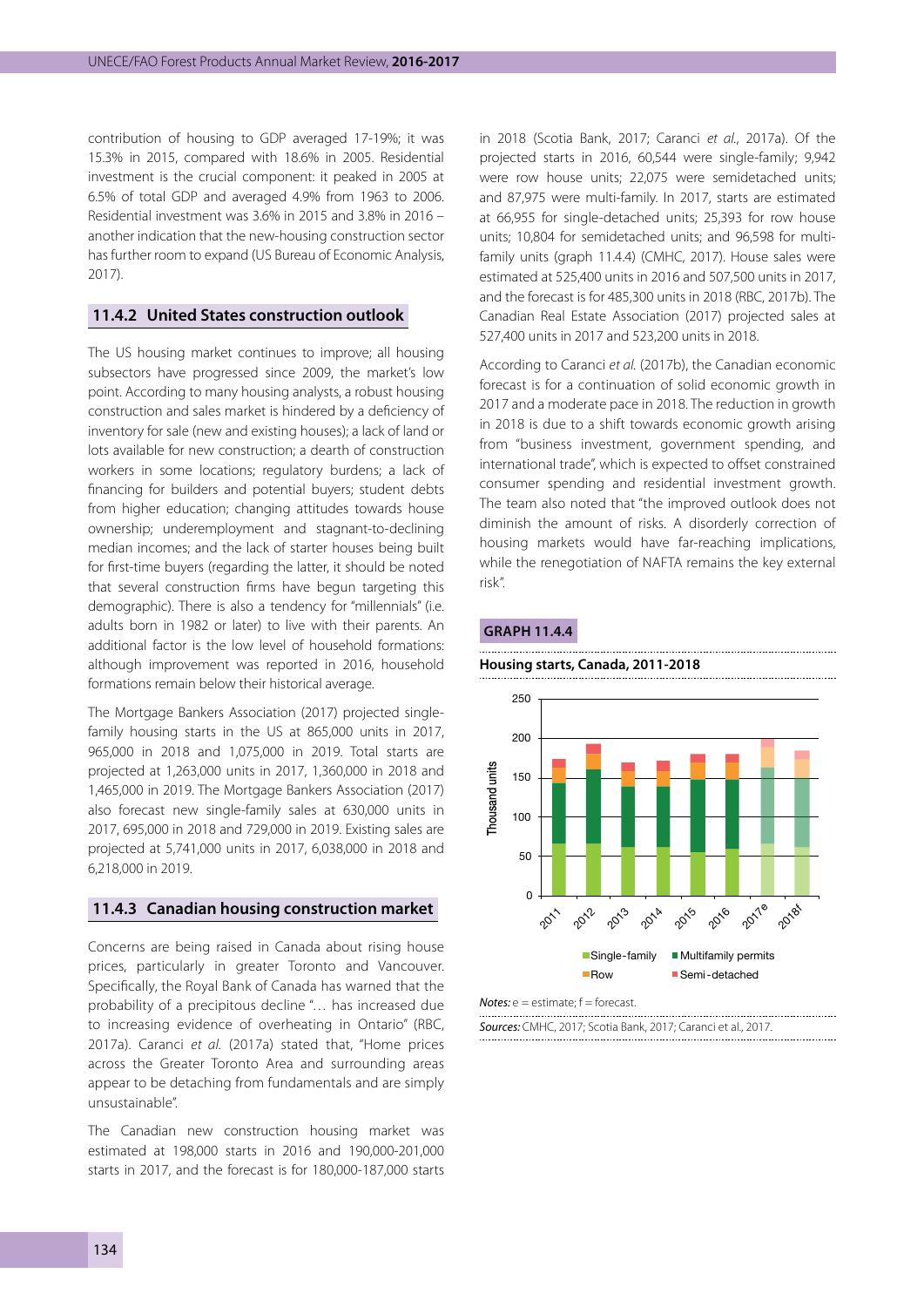contribution of housing to GDP averaged 17-19%; it was 15.3% in 2015, compared with 18.6% in 2005. Residential investment is the crucial component: it peaked in 2005 at 6.5% of total GDP and averaged 4.9% from 1963 to 2006. Residential investment was 3.6% in 2015 and 3.8% in 2016 – another indication that the new-housing construction sector has further room to expand (US Bureau of Economic Analysis, 2017).

### 11.4.2 United States construction outlook

The US housing market continues to improve; all housing subsectors have progressed since 2009, the market's low point. According to many housing analysts, a robust housing construction and sales market is hindered by a deficiency of inventory for sale (new and existing houses); a lack of land or lots available for new construction; a dearth of construction workers in some locations; regulatory burdens; a lack of financing for builders and potential buyers; student debts from higher education; changing attitudes towards house ownership; underemployment and stagnant-to-declining median incomes; and the lack of starter houses being built for first-time buyers (regarding the latter, it should be noted that several construction firms have begun targeting this demographic). There is also a tendency for "millennials" (i.e. adults born in 1982 or later) to live with their parents. An additional factor is the low level of household formations: although improvement was reported in 2016, household formations remain below their historical average.

The Mortgage Bankers Association (2017) projected single-family housing starts in the US at 865,000 units in 2017, 965,000 in 2018 and 1,075,000 in 2019. Total starts are projected at 1,263,000 units in 2017, 1,360,000 in 2018 and 1,465,000 in 2019. The Mortgage Bankers Association (2017) also forecast new single-family sales at 630,000 units in 2017, 695,000 in 2018 and 729,000 in 2019. Existing sales are projected at 5,741,000 units in 2017, 6,038,000 in 2018 and 6,218,000 in 2019.

### 11.4.3 Canadian housing construction market

Concerns are being raised in Canada about rising house prices, particularly in greater Toronto and Vancouver. Specifically, the Royal Bank of Canada has warned that the probability of a precipitous decline "… has increased due to increasing evidence of overheating in Ontario" (RBC, 2017a). Caranci *et al.* (2017a) stated that, "Home prices across the Greater Toronto Area and surrounding areas appear to be detaching from fundamentals and are simply unsustainable".

The Canadian new construction housing market was estimated at 198,000 starts in 2016 and 190,000-201,000 starts in 2017, and the forecast is for 180,000-187,000 starts in 2018 (Scotia Bank, 2017; Caranci *et al.*, 2017a). Of the projected starts in 2016, 60,544 were single-family; 9,942 were row house units; 22,075 were semidetached units; and 87,975 were multi-family. In 2017, starts are estimated at 66,955 for single-detached units; 25,393 for row house units; 10,804 for semidetached units; and 96,598 for multi-family units (graph 11.4.4) (CMHC, 2017). House sales were estimated at 525,400 units in 2016 and 507,500 units in 2017, and the forecast is for 485,300 units in 2018 (RBC, 2017b). The Canadian Real Estate Association (2017) projected sales at 527,400 units in 2017 and 523,200 units in 2018.

According to Caranci *et al.* (2017b), the Canadian economic forecast is for a continuation of solid economic growth in 2017 and a moderate pace in 2018. The reduction in growth in 2018 is due to a shift towards economic growth arising from "business investment, government spending, and international trade", which is expected to offset constrained consumer spending and residential investment growth. The team also noted that "the improved outlook does not diminish the amount of risks. A disorderly correction of housing markets would have far-reaching implications, while the renegotiation of NAFTA remains the key external risk".

**GRAPH 11.4.4**

**Housing starts, Canada, 2011-2018**

*Notes:* e = estimate; f = forecast.

*Sources:* CMHC, 2017; Scotia Bank, 2017; Caranci et al., 2017.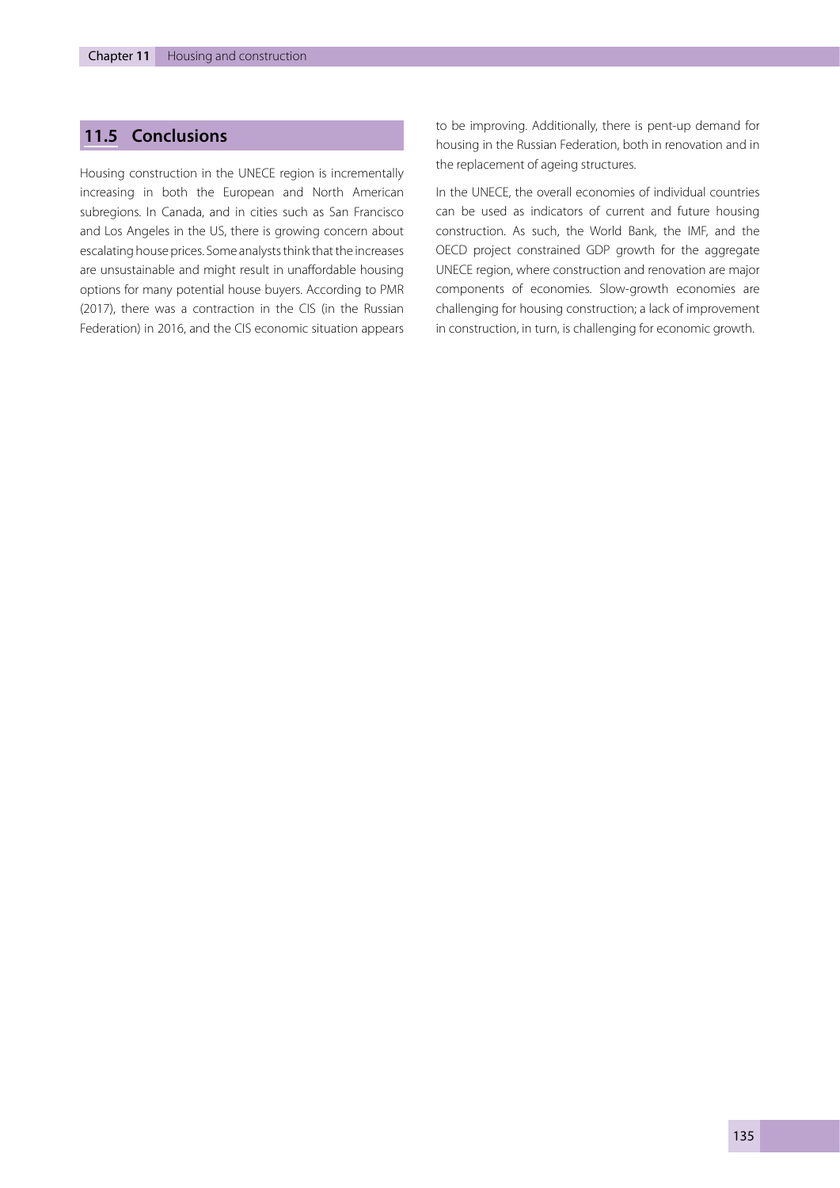## 11.5 Conclusions

Housing construction in the UNECE region is incrementally increasing in both the European and North American subregions. In Canada, and in cities such as San Francisco and Los Angeles in the US, there is growing concern about escalating house prices. Some analysts think that the increases are unsustainable and might result in unaffordable housing options for many potential house buyers. According to PMR (2017), there was a contraction in the CIS (in the Russian Federation) in 2016, and the CIS economic situation appears to be improving. Additionally, there is pent-up demand for housing in the Russian Federation, both in renovation and in the replacement of ageing structures.

In the UNECE, the overall economies of individual countries can be used as indicators of current and future housing construction. As such, the World Bank, the IMF, and the OECD project constrained GDP growth for the aggregate UNECE region, where construction and renovation are major components of economies. Slow-growth economies are challenging for housing construction; a lack of improvement in construction, in turn, is challenging for economic growth.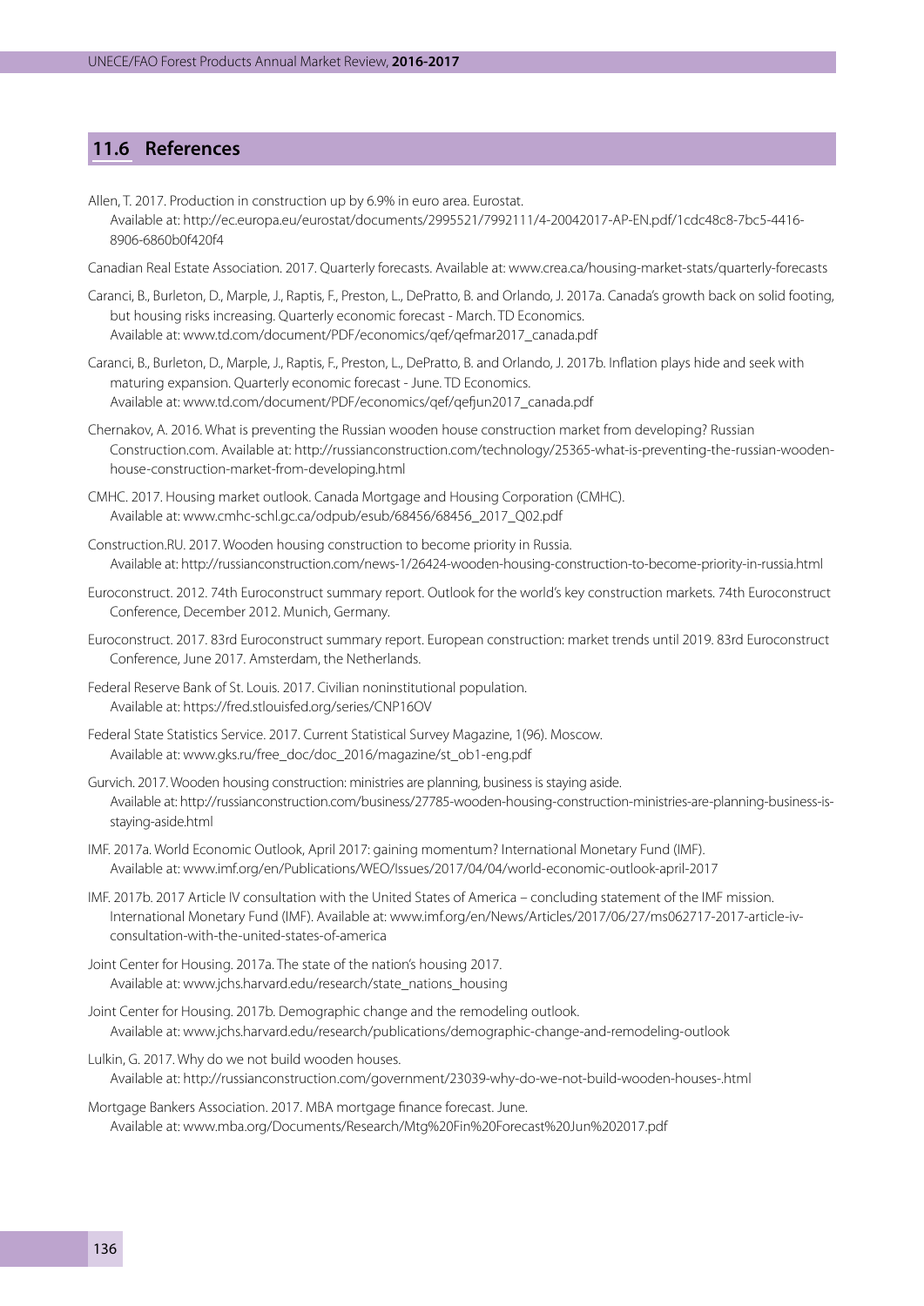## 11.6 References

Allen, T. 2017. Production in construction up by 6.9% in euro area. Eurostat. Available at: http://ec.europa.eu/eurostat/documents/2995521/7992111/4-20042017-AP-EN.pdf/1cdc48c8-7bc5-4416-8906-6860b0f420f4

Canadian Real Estate Association. 2017. Quarterly forecasts. Available at: www.crea.ca/housing-market-stats/quarterly-forecasts

Caranci, B., Burleton, D., Marple, J., Raptis, F., Preston, L., DePratto, B. and Orlando, J. 2017a. Canada's growth back on solid footing, but housing risks increasing. Quarterly economic forecast - March. TD Economics. Available at: www.td.com/document/PDF/economics/qef/qefmar2017_canada.pdf

Caranci, B., Burleton, D., Marple, J., Raptis, F., Preston, L., DePratto, B. and Orlando, J. 2017b. Inflation plays hide and seek with maturing expansion. Quarterly economic forecast - June. TD Economics. Available at: www.td.com/document/PDF/economics/qef/qefjun2017_canada.pdf

Chernakov, A. 2016. What is preventing the Russian wooden house construction market from developing? Russian Construction.com. Available at: http://russianconstruction.com/technology/25365-what-is-preventing-the-russian-wooden-house-construction-market-from-developing.html

CMHC. 2017. Housing market outlook. Canada Mortgage and Housing Corporation (CMHC). Available at: www.cmhc-schl.gc.ca/odpub/esub/68456/68456_2017_Q02.pdf

Construction.RU. 2017. Wooden housing construction to become priority in Russia. Available at: http://russianconstruction.com/news-1/26424-wooden-housing-construction-to-become-priority-in-russia.html

Euroconstruct. 2012. 74th Euroconstruct summary report. Outlook for the world's key construction markets. 74th Euroconstruct Conference, December 2012. Munich, Germany.

Euroconstruct. 2017. 83rd Euroconstruct summary report. European construction: market trends until 2019. 83rd Euroconstruct Conference, June 2017. Amsterdam, the Netherlands.

Federal Reserve Bank of St. Louis. 2017. Civilian noninstitutional population. Available at: https://fred.stlouisfed.org/series/CNP16OV

Federal State Statistics Service. 2017. Current Statistical Survey Magazine, 1(96). Moscow. Available at: www.gks.ru/free_doc/doc_2016/magazine/st_ob1-eng.pdf

Gurvich. 2017. Wooden housing construction: ministries are planning, business is staying aside. Available at: http://russianconstruction.com/business/27785-wooden-housing-construction-ministries-are-planning-business-is-staying-aside.html

IMF. 2017a. World Economic Outlook, April 2017: gaining momentum? International Monetary Fund (IMF). Available at: www.imf.org/en/Publications/WEO/Issues/2017/04/04/world-economic-outlook-april-2017

IMF. 2017b. 2017 Article IV consultation with the United States of America – concluding statement of the IMF mission. International Monetary Fund (IMF). Available at: www.imf.org/en/News/Articles/2017/06/27/ms062717-2017-article-iv-consultation-with-the-united-states-of-america

Joint Center for Housing. 2017a. The state of the nation's housing 2017. Available at: www.jchs.harvard.edu/research/state_nations_housing

Joint Center for Housing. 2017b. Demographic change and the remodeling outlook. Available at: www.jchs.harvard.edu/research/publications/demographic-change-and-remodeling-outlook

Lulkin, G. 2017. Why do we not build wooden houses. Available at: http://russianconstruction.com/government/23039-why-do-we-not-build-wooden-houses-.html

Mortgage Bankers Association. 2017. MBA mortgage finance forecast. June. Available at: www.mba.org/Documents/Research/Mtg%20Fin%20Forecast%20Jun%202017.pdf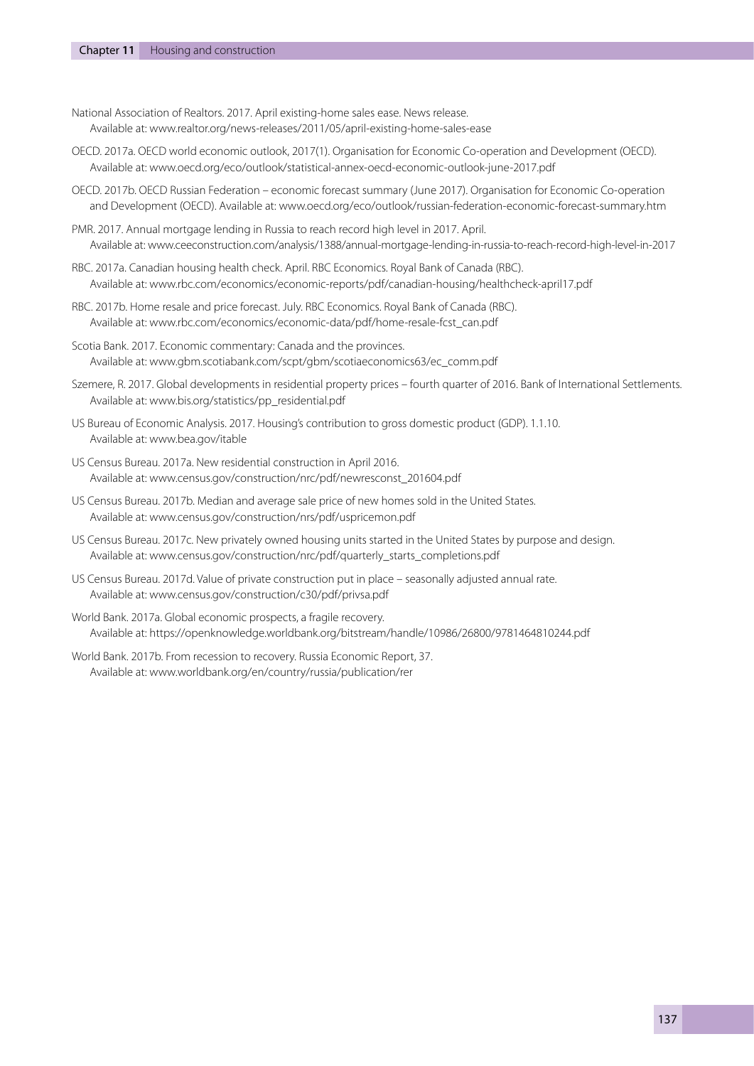National Association of Realtors. 2017. April existing-home sales ease. News release.
Available at: www.realtor.org/news-releases/2011/05/april-existing-home-sales-ease

OECD. 2017a. OECD world economic outlook, 2017(1). Organisation for Economic Co-operation and Development (OECD).
Available at: www.oecd.org/eco/outlook/statistical-annex-oecd-economic-outlook-june-2017.pdf

OECD. 2017b. OECD Russian Federation – economic forecast summary (June 2017). Organisation for Economic Co-operation and Development (OECD). Available at: www.oecd.org/eco/outlook/russian-federation-economic-forecast-summary.htm

PMR. 2017. Annual mortgage lending in Russia to reach record high level in 2017. April.
Available at: www.ceeconstruction.com/analysis/1388/annual-mortgage-lending-in-russia-to-reach-record-high-level-in-2017

RBC. 2017a. Canadian housing health check. April. RBC Economics. Royal Bank of Canada (RBC).
Available at: www.rbc.com/economics/economic-reports/pdf/canadian-housing/healthcheck-april17.pdf

RBC. 2017b. Home resale and price forecast. July. RBC Economics. Royal Bank of Canada (RBC).
Available at: www.rbc.com/economics/economic-data/pdf/home-resale-fcst_can.pdf

Scotia Bank. 2017. Economic commentary: Canada and the provinces.
Available at: www.gbm.scotiabank.com/scpt/gbm/scotiaeconomics63/ec_comm.pdf

Szemere, R. 2017. Global developments in residential property prices – fourth quarter of 2016. Bank of International Settlements.
Available at: www.bis.org/statistics/pp_residential.pdf

US Bureau of Economic Analysis. 2017. Housing's contribution to gross domestic product (GDP). 1.1.10.
Available at: www.bea.gov/itable

US Census Bureau. 2017a. New residential construction in April 2016.
Available at: www.census.gov/construction/nrc/pdf/newresconst_201604.pdf

US Census Bureau. 2017b. Median and average sale price of new homes sold in the United States.
Available at: www.census.gov/construction/nrs/pdf/uspricemon.pdf

US Census Bureau. 2017c. New privately owned housing units started in the United States by purpose and design.
Available at: www.census.gov/construction/nrc/pdf/quarterly_starts_completions.pdf

US Census Bureau. 2017d. Value of private construction put in place – seasonally adjusted annual rate.
Available at: www.census.gov/construction/c30/pdf/privsa.pdf

World Bank. 2017a. Global economic prospects, a fragile recovery.
Available at: https://openknowledge.worldbank.org/bitstream/handle/10986/26800/9781464810244.pdf

World Bank. 2017b. From recession to recovery. Russia Economic Report, 37.
Available at: www.worldbank.org/en/country/russia/publication/rer